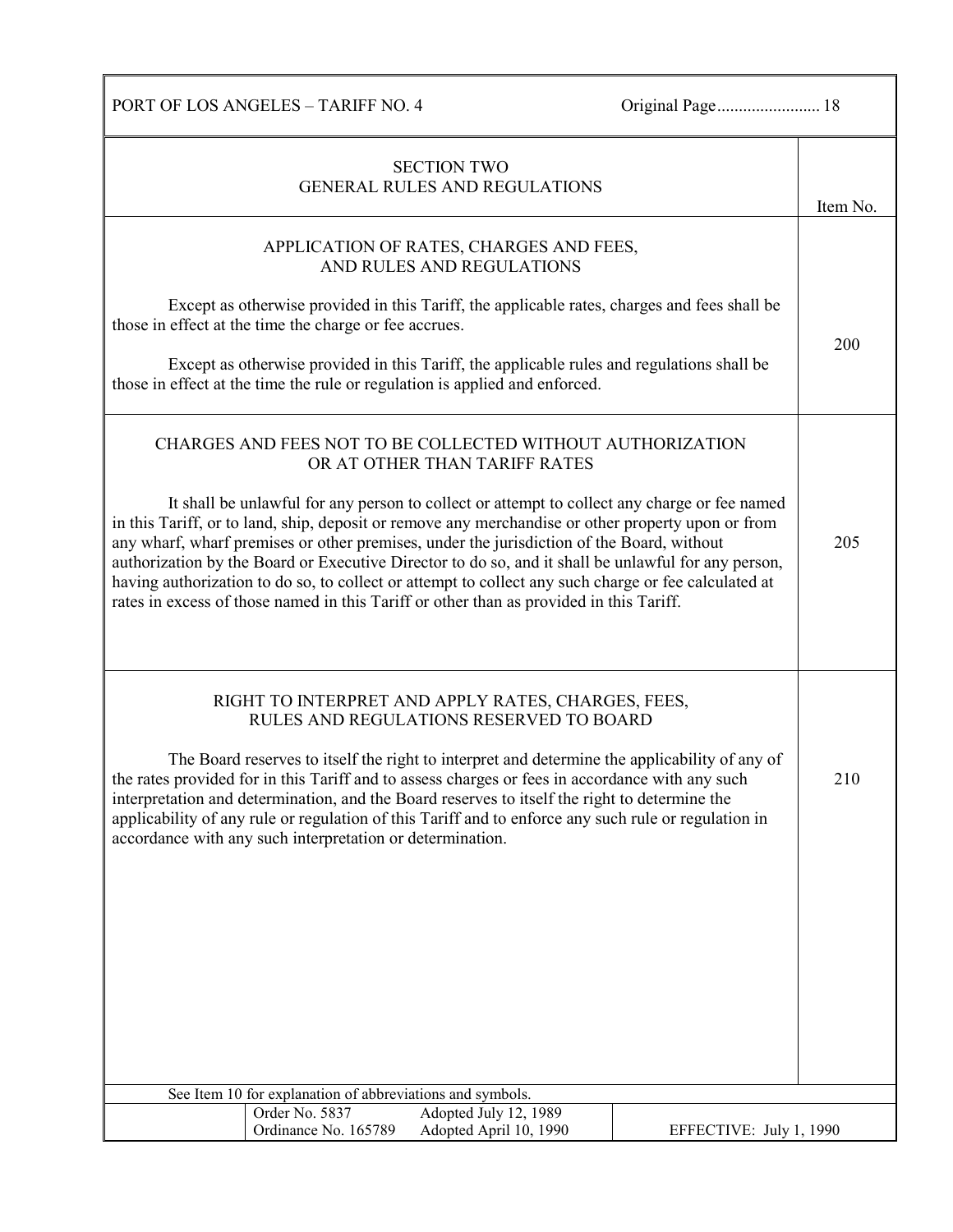## SECTION TWO
## GENERAL RULES AND REGULATIONS

### APPLICATION OF RATES, CHARGES AND FEES, AND RULES AND REGULATIONS

**Item No. 200**

Except as otherwise provided in this Tariff, the applicable rates, charges and fees shall be those in effect at the time the charge or fee accrues.

Except as otherwise provided in this Tariff, the applicable rules and regulations shall be those in effect at the time the rule or regulation is applied and enforced.

### CHARGES AND FEES NOT TO BE COLLECTED WITHOUT AUTHORIZATION OR AT OTHER THAN TARIFF RATES

**Item No. 205**

It shall be unlawful for any person to collect or attempt to collect any charge or fee named in this Tariff, or to land, ship, deposit or remove any merchandise or other property upon or from any wharf, wharf premises or other premises, under the jurisdiction of the Board, without authorization by the Board or Executive Director to do so, and it shall be unlawful for any person, having authorization to do so, to collect or attempt to collect any such charge or fee calculated at rates in excess of those named in this Tariff or other than as provided in this Tariff.

### RIGHT TO INTERPRET AND APPLY RATES, CHARGES, FEES, RULES AND REGULATIONS RESERVED TO BOARD

**Item No. 210**

The Board reserves to itself the right to interpret and determine the applicability of any of the rates provided for in this Tariff and to assess charges or fees in accordance with any such interpretation and determination, and the Board reserves to itself the right to determine the applicability of any rule or regulation of this Tariff and to enforce any such rule or regulation in accordance with any such interpretation or determination.

See Item 10 for explanation of abbreviations and symbols.

| Order No. 5837 | Adopted July 12, 1989 | |
|---|---|---|
| Ordinance No. 165789 | Adopted April 10, 1990 | EFFECTIVE: July 1, 1990 |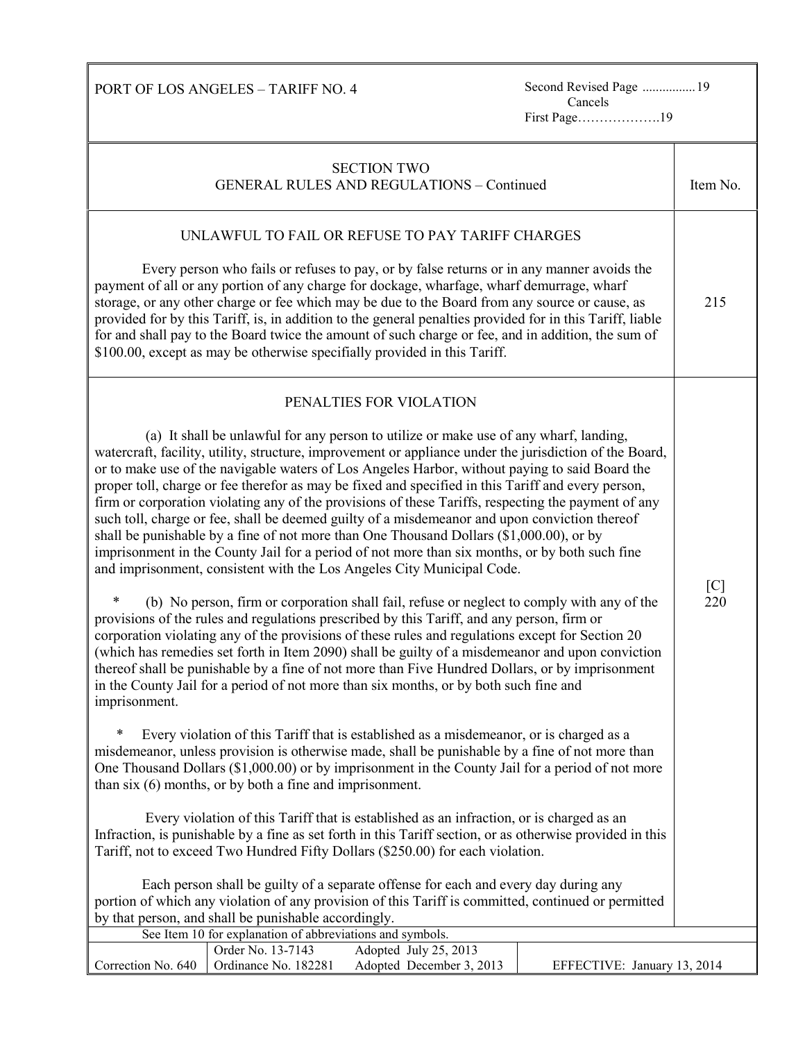SECTION TWO
GENERAL RULES AND REGULATIONS – Continued

## UNLAWFUL TO FAIL OR REFUSE TO PAY TARIFF CHARGES

**Item No. 215**

Every person who fails or refuses to pay, or by false returns or in any manner avoids the payment of all or any portion of any charge for dockage, wharfage, wharf demurrage, wharf storage, or any other charge or fee which may be due to the Board from any source or cause, as provided for by this Tariff, is, in addition to the general penalties provided for in this Tariff, liable for and shall pay to the Board twice the amount of such charge or fee, and in addition, the sum of $100.00, except as may be otherwise specifially provided in this Tariff.

## PENALTIES FOR VIOLATION

**Item No. [C] 220**

(a) It shall be unlawful for any person to utilize or make use of any wharf, landing, watercraft, facility, utility, structure, improvement or appliance under the jurisdiction of the Board, or to make use of the navigable waters of Los Angeles Harbor, without paying to said Board the proper toll, charge or fee therefor as may be fixed and specified in this Tariff and every person, firm or corporation violating any of the provisions of these Tariffs, respecting the payment of any such toll, charge or fee, shall be deemed guilty of a misdemeanor and upon conviction thereof shall be punishable by a fine of not more than One Thousand Dollars ($1,000.00), or by imprisonment in the County Jail for a period of not more than six months, or by both such fine and imprisonment, consistent with the Los Angeles City Municipal Code.

\* (b) No person, firm or corporation shall fail, refuse or neglect to comply with any of the provisions of the rules and regulations prescribed by this Tariff, and any person, firm or corporation violating any of the provisions of these rules and regulations except for Section 20 (which has remedies set forth in Item 2090) shall be guilty of a misdemeanor and upon conviction thereof shall be punishable by a fine of not more than Five Hundred Dollars, or by imprisonment in the County Jail for a period of not more than six months, or by both such fine and imprisonment.

\* Every violation of this Tariff that is established as a misdemeanor, or is charged as a misdemeanor, unless provision is otherwise made, shall be punishable by a fine of not more than One Thousand Dollars ($1,000.00) or by imprisonment in the County Jail for a period of not more than six (6) months, or by both a fine and imprisonment.

Every violation of this Tariff that is established as an infraction, or is charged as an Infraction, is punishable by a fine as set forth in this Tariff section, or as otherwise provided in this Tariff, not to exceed Two Hundred Fifty Dollars ($250.00) for each violation.

Each person shall be guilty of a separate offense for each and every day during any portion of which any violation of any provision of this Tariff is committed, continued or permitted by that person, and shall be punishable accordingly.

See Item 10 for explanation of abbreviations and symbols.

| Correction No. 640 | Order No. 13-7143<br>Ordinance No. 182281 | Adopted July 25, 2013<br>Adopted December 3, 2013 | EFFECTIVE: January 13, 2014 |
|---|---|---|---|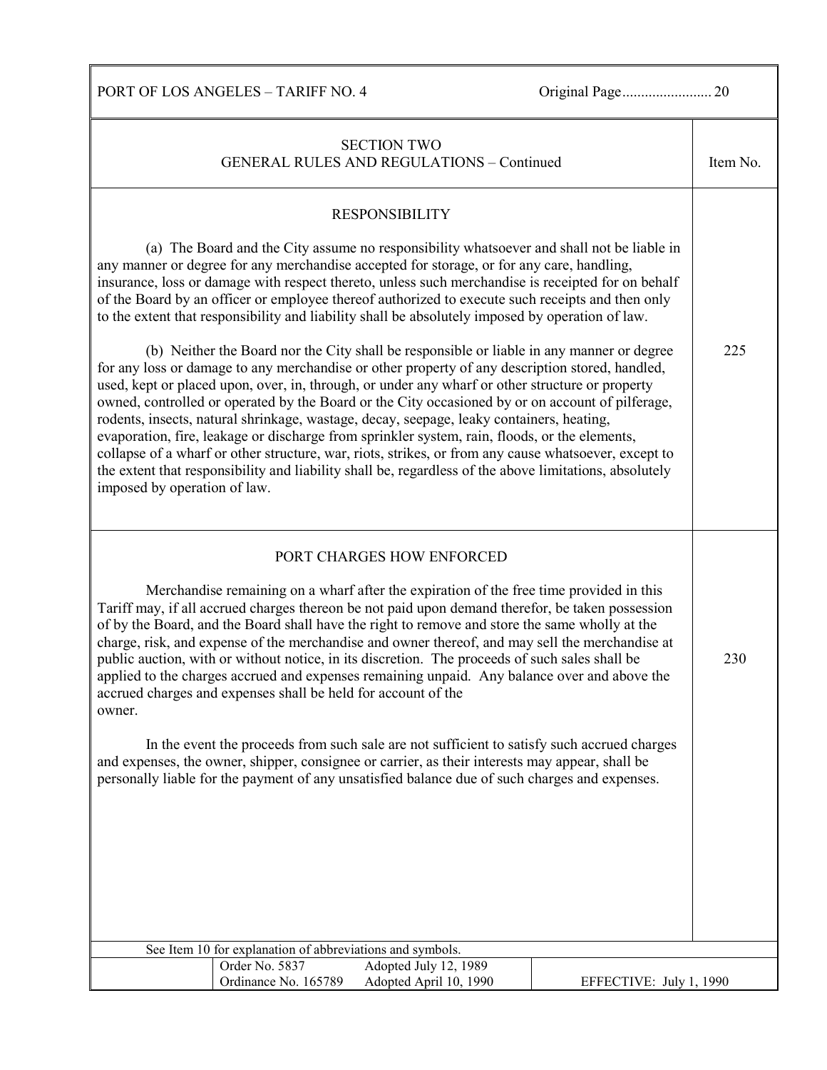## SECTION TWO
## GENERAL RULES AND REGULATIONS – Continued

### RESPONSIBILITY

**Item No. 225**

(a) The Board and the City assume no responsibility whatsoever and shall not be liable in any manner or degree for any merchandise accepted for storage, or for any care, handling, insurance, loss or damage with respect thereto, unless such merchandise is receipted for on behalf of the Board by an officer or employee thereof authorized to execute such receipts and then only to the extent that responsibility and liability shall be absolutely imposed by operation of law.

(b) Neither the Board nor the City shall be responsible or liable in any manner or degree for any loss or damage to any merchandise or other property of any description stored, handled, used, kept or placed upon, over, in, through, or under any wharf or other structure or property owned, controlled or operated by the Board or the City occasioned by or on account of pilferage, rodents, insects, natural shrinkage, wastage, decay, seepage, leaky containers, heating, evaporation, fire, leakage or discharge from sprinkler system, rain, floods, or the elements, collapse of a wharf or other structure, war, riots, strikes, or from any cause whatsoever, except to the extent that responsibility and liability shall be, regardless of the above limitations, absolutely imposed by operation of law.

### PORT CHARGES HOW ENFORCED

**Item No. 230**

Merchandise remaining on a wharf after the expiration of the free time provided in this Tariff may, if all accrued charges thereon be not paid upon demand therefor, be taken possession of by the Board, and the Board shall have the right to remove and store the same wholly at the charge, risk, and expense of the merchandise and owner thereof, and may sell the merchandise at public auction, with or without notice, in its discretion. The proceeds of such sales shall be applied to the charges accrued and expenses remaining unpaid. Any balance over and above the accrued charges and expenses shall be held for account of the owner.

In the event the proceeds from such sale are not sufficient to satisfy such accrued charges and expenses, the owner, shipper, consignee or carrier, as their interests may appear, shall be personally liable for the payment of any unsatisfied balance due of such charges and expenses.

See Item 10 for explanation of abbreviations and symbols.

| | | |
|---|---|---|
| Order No. 5837 | Adopted July 12, 1989 | |
| Ordinance No. 165789 | Adopted April 10, 1990 | EFFECTIVE: July 1, 1990 |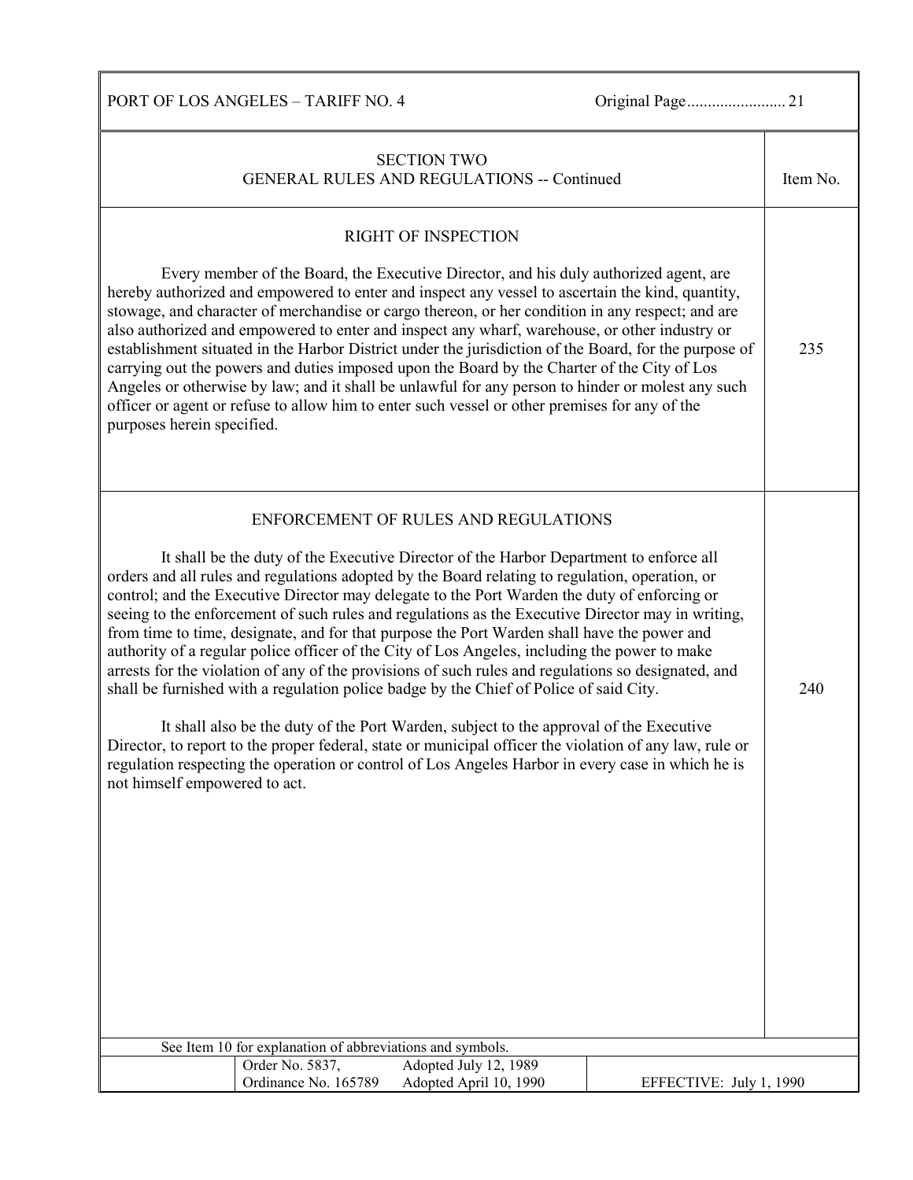## SECTION TWO
## GENERAL RULES AND REGULATIONS -- Continued

### RIGHT OF INSPECTION

**Item No. 235**

Every member of the Board, the Executive Director, and his duly authorized agent, are hereby authorized and empowered to enter and inspect any vessel to ascertain the kind, quantity, stowage, and character of merchandise or cargo thereon, or her condition in any respect; and are also authorized and empowered to enter and inspect any wharf, warehouse, or other industry or establishment situated in the Harbor District under the jurisdiction of the Board, for the purpose of carrying out the powers and duties imposed upon the Board by the Charter of the City of Los Angeles or otherwise by law; and it shall be unlawful for any person to hinder or molest any such officer or agent or refuse to allow him to enter such vessel or other premises for any of the purposes herein specified.

### ENFORCEMENT OF RULES AND REGULATIONS

**Item No. 240**

It shall be the duty of the Executive Director of the Harbor Department to enforce all orders and all rules and regulations adopted by the Board relating to regulation, operation, or control; and the Executive Director may delegate to the Port Warden the duty of enforcing or seeing to the enforcement of such rules and regulations as the Executive Director may in writing, from time to time, designate, and for that purpose the Port Warden shall have the power and authority of a regular police officer of the City of Los Angeles, including the power to make arrests for the violation of any of the provisions of such rules and regulations so designated, and shall be furnished with a regulation police badge by the Chief of Police of said City.

It shall also be the duty of the Port Warden, subject to the approval of the Executive Director, to report to the proper federal, state or municipal officer the violation of any law, rule or regulation respecting the operation or control of Los Angeles Harbor in every case in which he is not himself empowered to act.

See Item 10 for explanation of abbreviations and symbols.

| | | |
|---|---|---|
| Order No. 5837, | Adopted July 12, 1989 | |
| Ordinance No. 165789 | Adopted April 10, 1990 | EFFECTIVE: July 1, 1990 |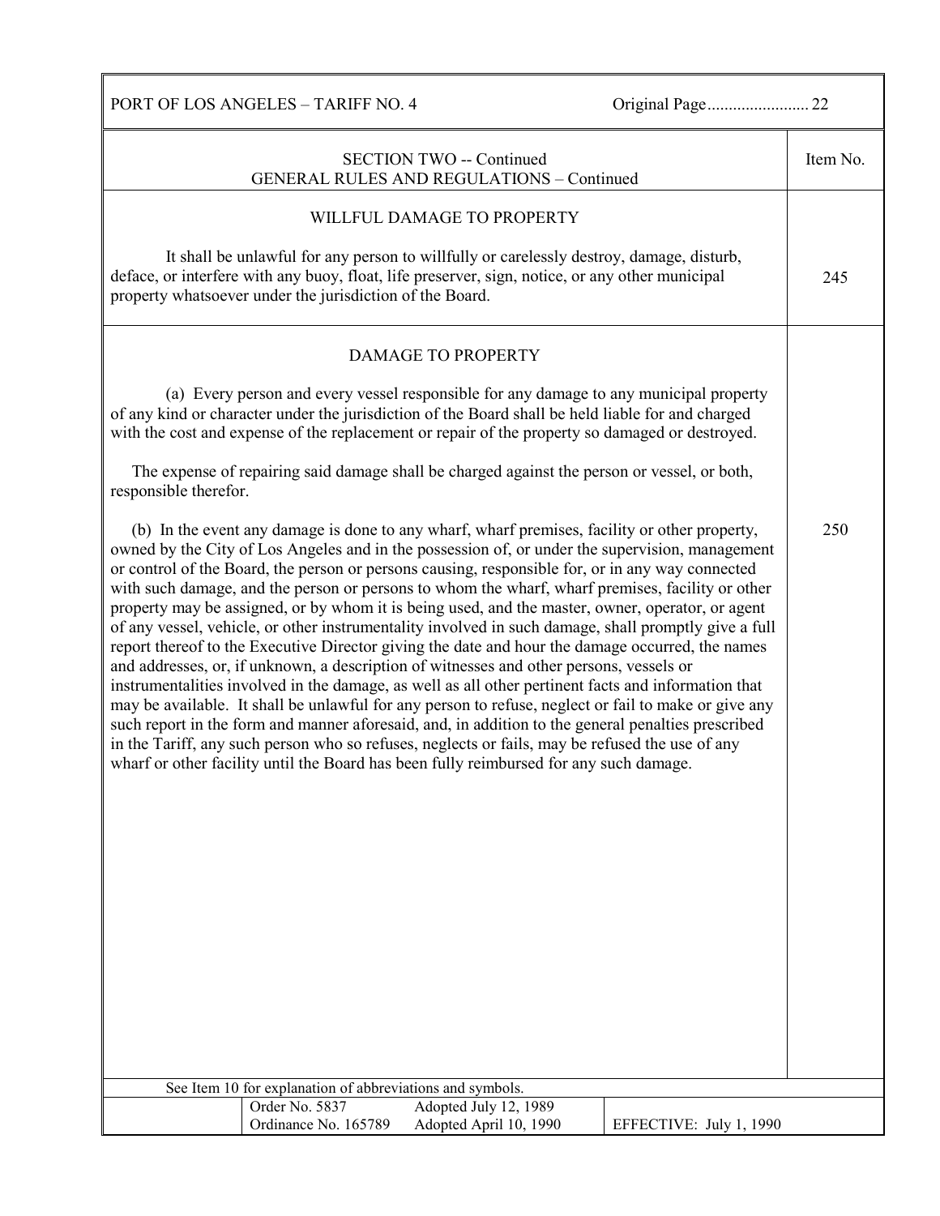SECTION TWO -- Continued
GENERAL RULES AND REGULATIONS – Continued

| | Item No. |
|---|---|
| **WILLFUL DAMAGE TO PROPERTY**<br><br>It shall be unlawful for any person to willfully or carelessly destroy, damage, disturb, deface, or interfere with any buoy, float, life preserver, sign, notice, or any other municipal property whatsoever under the jurisdiction of the Board. | 245 |
| **DAMAGE TO PROPERTY**<br><br>(a) Every person and every vessel responsible for any damage to any municipal property of any kind or character under the jurisdiction of the Board shall be held liable for and charged with the cost and expense of the replacement or repair of the property so damaged or destroyed.<br><br>The expense of repairing said damage shall be charged against the person or vessel, or both, responsible therefor.<br><br>(b) In the event any damage is done to any wharf, wharf premises, facility or other property, owned by the City of Los Angeles and in the possession of, or under the supervision, management or control of the Board, the person or persons causing, responsible for, or in any way connected with such damage, and the person or persons to whom the wharf, wharf premises, facility or other property may be assigned, or by whom it is being used, and the master, owner, operator, or agent of any vessel, vehicle, or other instrumentality involved in such damage, shall promptly give a full report thereof to the Executive Director giving the date and hour the damage occurred, the names and addresses, or, if unknown, a description of witnesses and other persons, vessels or instrumentalities involved in the damage, as well as all other pertinent facts and information that may be available. It shall be unlawful for any person to refuse, neglect or fail to make or give any such report in the form and manner aforesaid, and, in addition to the general penalties prescribed in the Tariff, any such person who so refuses, neglects or fails, may be refused the use of any wharf or other facility until the Board has been fully reimbursed for any such damage. | 250 |

See Item 10 for explanation of abbreviations and symbols.

| Order No. 5837 | Adopted July 12, 1989 | |
|---|---|---|
| Ordinance No. 165789 | Adopted April 10, 1990 | EFFECTIVE: July 1, 1990 |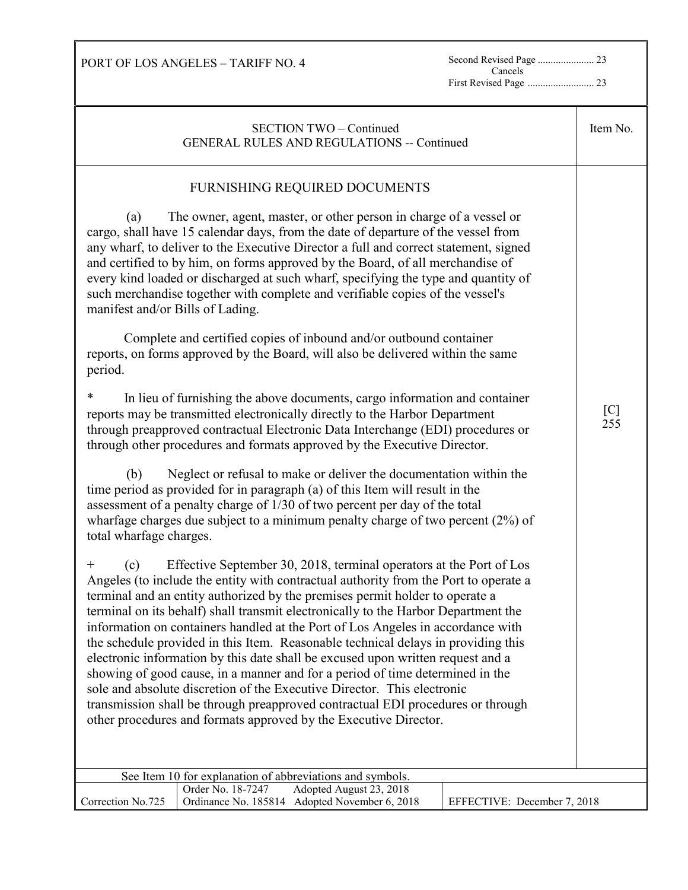PORT OF LOS ANGELES – TARIFF NO. 4

Second Revised Page ...................... 23
Cancels
First Revised Page .......................... 23

SECTION TWO – Continued
GENERAL RULES AND REGULATIONS -- Continued

Item No. [C] 255

## FURNISHING REQUIRED DOCUMENTS

(a) The owner, agent, master, or other person in charge of a vessel or cargo, shall have 15 calendar days, from the date of departure of the vessel from any wharf, to deliver to the Executive Director a full and correct statement, signed and certified to by him, on forms approved by the Board, of all merchandise of every kind loaded or discharged at such wharf, specifying the type and quantity of such merchandise together with complete and verifiable copies of the vessel's manifest and/or Bills of Lading.

Complete and certified copies of inbound and/or outbound container reports, on forms approved by the Board, will also be delivered within the same period.

* In lieu of furnishing the above documents, cargo information and container reports may be transmitted electronically directly to the Harbor Department through preapproved contractual Electronic Data Interchange (EDI) procedures or through other procedures and formats approved by the Executive Director.

(b) Neglect or refusal to make or deliver the documentation within the time period as provided for in paragraph (a) of this Item will result in the assessment of a penalty charge of 1/30 of two percent per day of the total wharfage charges due subject to a minimum penalty charge of two percent (2%) of total wharfage charges.

+ (c) Effective September 30, 2018, terminal operators at the Port of Los Angeles (to include the entity with contractual authority from the Port to operate a terminal and an entity authorized by the premises permit holder to operate a terminal on its behalf) shall transmit electronically to the Harbor Department the information on containers handled at the Port of Los Angeles in accordance with the schedule provided in this Item. Reasonable technical delays in providing this electronic information by this date shall be excused upon written request and a showing of good cause, in a manner and for a period of time determined in the sole and absolute discretion of the Executive Director. This electronic transmission shall be through preapproved contractual EDI procedures or through other procedures and formats approved by the Executive Director.

See Item 10 for explanation of abbreviations and symbols.

| Correction No.725 | Order No. 18-7247 Adopted August 23, 2018<br>Ordinance No. 185814 Adopted November 6, 2018 | EFFECTIVE: December 7, 2018 |
|---|---|---|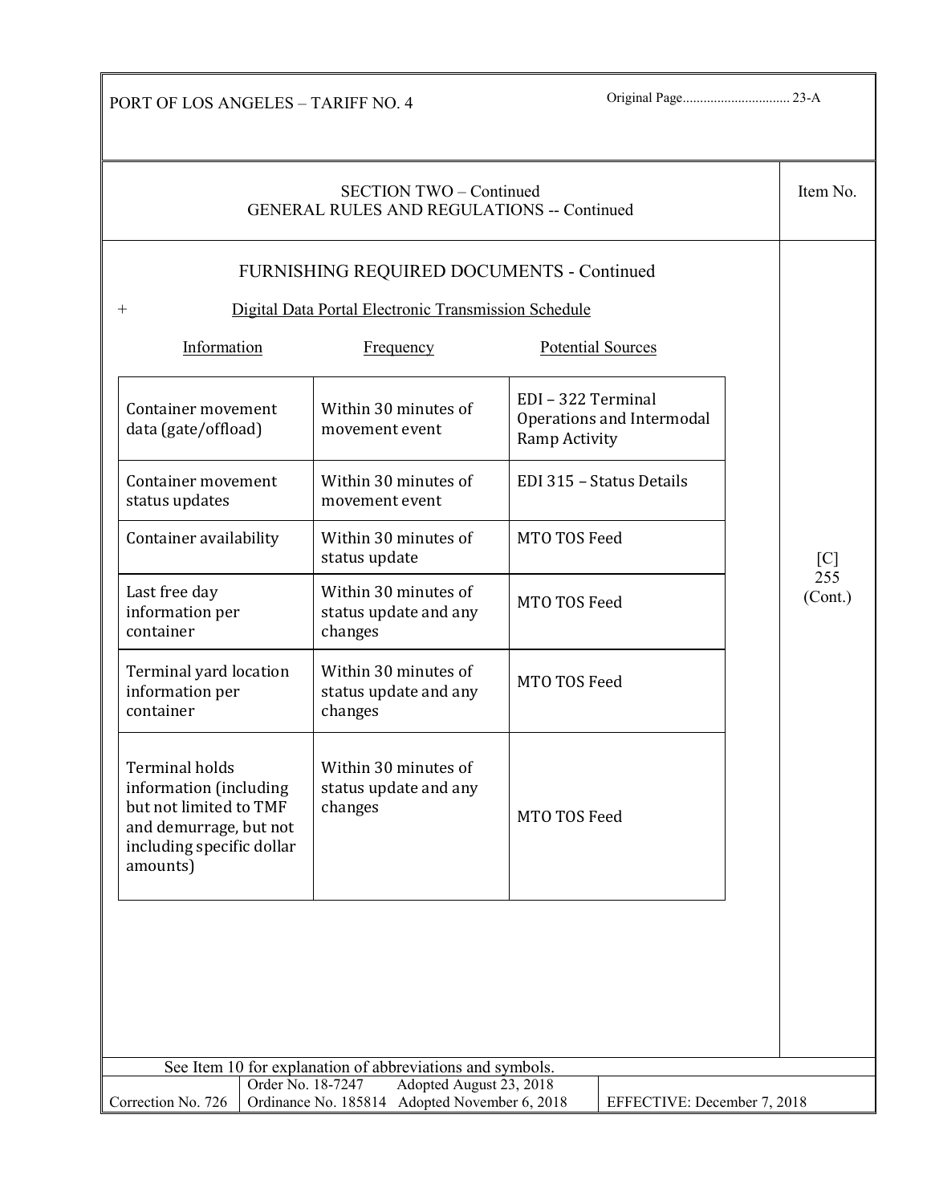SECTION TWO – Continued
GENERAL RULES AND REGULATIONS -- Continued

Item No. [C] 255 (Cont.)

## FURNISHING REQUIRED DOCUMENTS - Continued

\+ Digital Data Portal Electronic Transmission Schedule

| Information | Frequency | Potential Sources |
|---|---|---|
| Container movement data (gate/offload) | Within 30 minutes of movement event | EDI – 322 Terminal Operations and Intermodal Ramp Activity |
| Container movement status updates | Within 30 minutes of movement event | EDI 315 – Status Details |
| Container availability | Within 30 minutes of status update | MTO TOS Feed |
| Last free day information per container | Within 30 minutes of status update and any changes | MTO TOS Feed |
| Terminal yard location information per container | Within 30 minutes of status update and any changes | MTO TOS Feed |
| Terminal holds information (including but not limited to TMF and demurrage, but not including specific dollar amounts) | Within 30 minutes of status update and any changes | MTO TOS Feed |

See Item 10 for explanation of abbreviations and symbols.

Correction No. 726 | Order No. 18-7247 Adopted August 23, 2018 | Ordinance No. 185814 Adopted November 6, 2018 | EFFECTIVE: December 7, 2018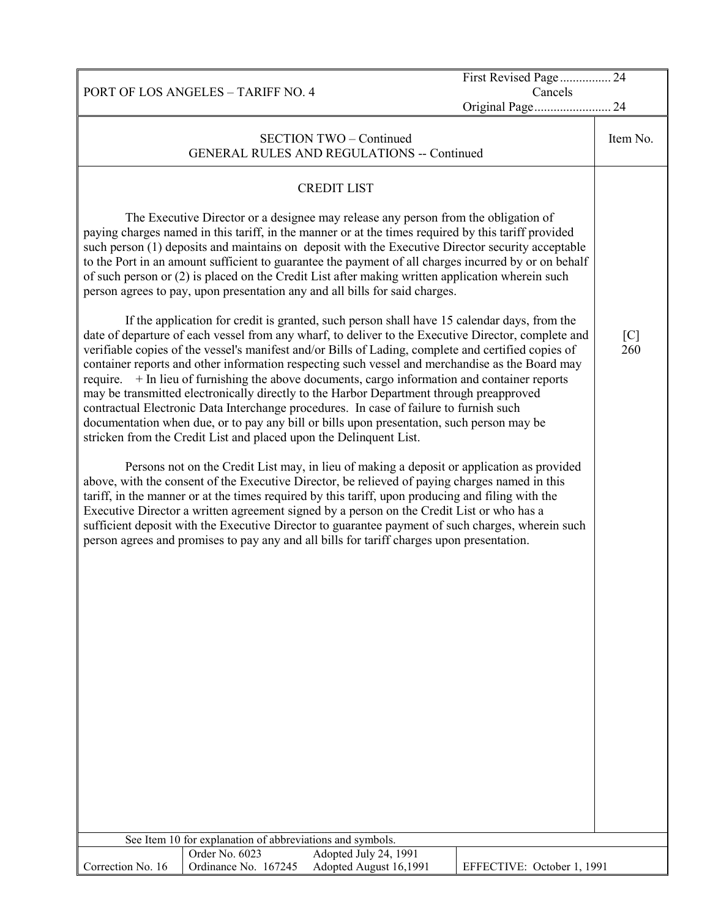PORT OF LOS ANGELES – TARIFF NO. 4

First Revised Page 24 Cancels Original Page 24

SECTION TWO – Continued
GENERAL RULES AND REGULATIONS -- Continued

Item No. [C] 260

## CREDIT LIST

The Executive Director or a designee may release any person from the obligation of paying charges named in this tariff, in the manner or at the times required by this tariff provided such person (1) deposits and maintains on deposit with the Executive Director security acceptable to the Port in an amount sufficient to guarantee the payment of all charges incurred by or on behalf of such person or (2) is placed on the Credit List after making written application wherein such person agrees to pay, upon presentation any and all bills for said charges.

If the application for credit is granted, such person shall have 15 calendar days, from the date of departure of each vessel from any wharf, to deliver to the Executive Director, complete and verifiable copies of the vessel's manifest and/or Bills of Lading, complete and certified copies of container reports and other information respecting such vessel and merchandise as the Board may require. + In lieu of furnishing the above documents, cargo information and container reports may be transmitted electronically directly to the Harbor Department through preapproved contractual Electronic Data Interchange procedures. In case of failure to furnish such documentation when due, or to pay any bill or bills upon presentation, such person may be stricken from the Credit List and placed upon the Delinquent List.

Persons not on the Credit List may, in lieu of making a deposit or application as provided above, with the consent of the Executive Director, be relieved of paying charges named in this tariff, in the manner or at the times required by this tariff, upon producing and filing with the Executive Director a written agreement signed by a person on the Credit List or who has a sufficient deposit with the Executive Director to guarantee payment of such charges, wherein such person agrees and promises to pay any and all bills for tariff charges upon presentation.

See Item 10 for explanation of abbreviations and symbols.

| Correction No. 16 | Order No. 6023<br>Ordinance No. 167245 | Adopted July 24, 1991<br>Adopted August 16,1991 | EFFECTIVE: October 1, 1991 |
|---|---|---|---|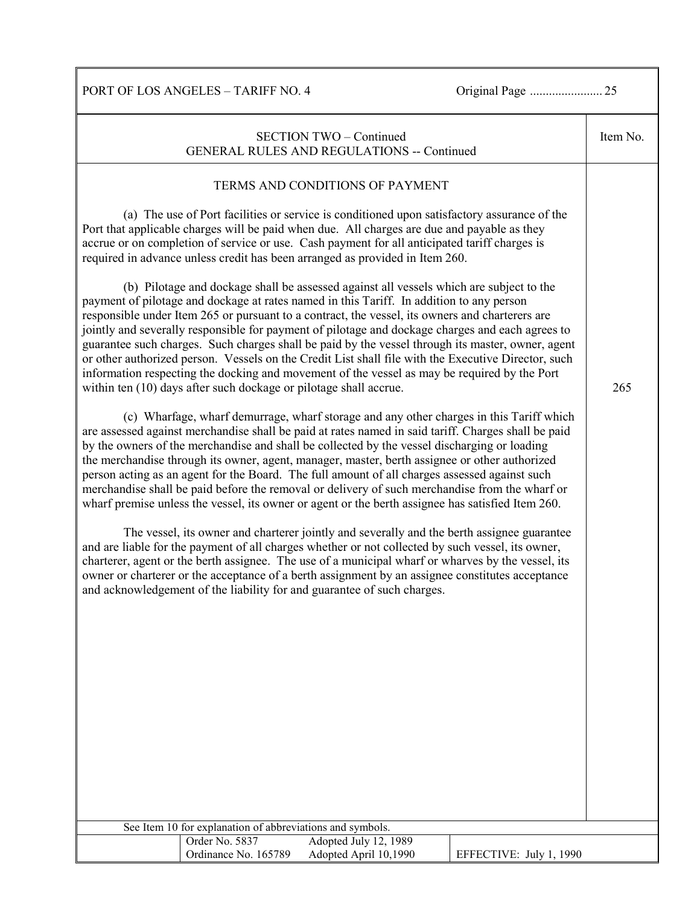SECTION TWO – Continued
GENERAL RULES AND REGULATIONS -- Continued

Item No. 265

## TERMS AND CONDITIONS OF PAYMENT

(a) The use of Port facilities or service is conditioned upon satisfactory assurance of the Port that applicable charges will be paid when due. All charges are due and payable as they accrue or on completion of service or use. Cash payment for all anticipated tariff charges is required in advance unless credit has been arranged as provided in Item 260.

(b) Pilotage and dockage shall be assessed against all vessels which are subject to the payment of pilotage and dockage at rates named in this Tariff. In addition to any person responsible under Item 265 or pursuant to a contract, the vessel, its owners and charterers are jointly and severally responsible for payment of pilotage and dockage charges and each agrees to guarantee such charges. Such charges shall be paid by the vessel through its master, owner, agent or other authorized person. Vessels on the Credit List shall file with the Executive Director, such information respecting the docking and movement of the vessel as may be required by the Port within ten (10) days after such dockage or pilotage shall accrue.

(c) Wharfage, wharf demurrage, wharf storage and any other charges in this Tariff which are assessed against merchandise shall be paid at rates named in said tariff. Charges shall be paid by the owners of the merchandise and shall be collected by the vessel discharging or loading the merchandise through its owner, agent, manager, master, berth assignee or other authorized person acting as an agent for the Board. The full amount of all charges assessed against such merchandise shall be paid before the removal or delivery of such merchandise from the wharf or wharf premise unless the vessel, its owner or agent or the berth assignee has satisfied Item 260.

The vessel, its owner and charterer jointly and severally and the berth assignee guarantee and are liable for the payment of all charges whether or not collected by such vessel, its owner, charterer, agent or the berth assignee. The use of a municipal wharf or wharves by the vessel, its owner or charterer or the acceptance of a berth assignment by an assignee constitutes acceptance and acknowledgement of the liability for and guarantee of such charges.

See Item 10 for explanation of abbreviations and symbols.

| | | |
|---|---|---|
| Order No. 5837 | Adopted July 12, 1989 | |
| Ordinance No. 165789 | Adopted April 10,1990 | EFFECTIVE: July 1, 1990 |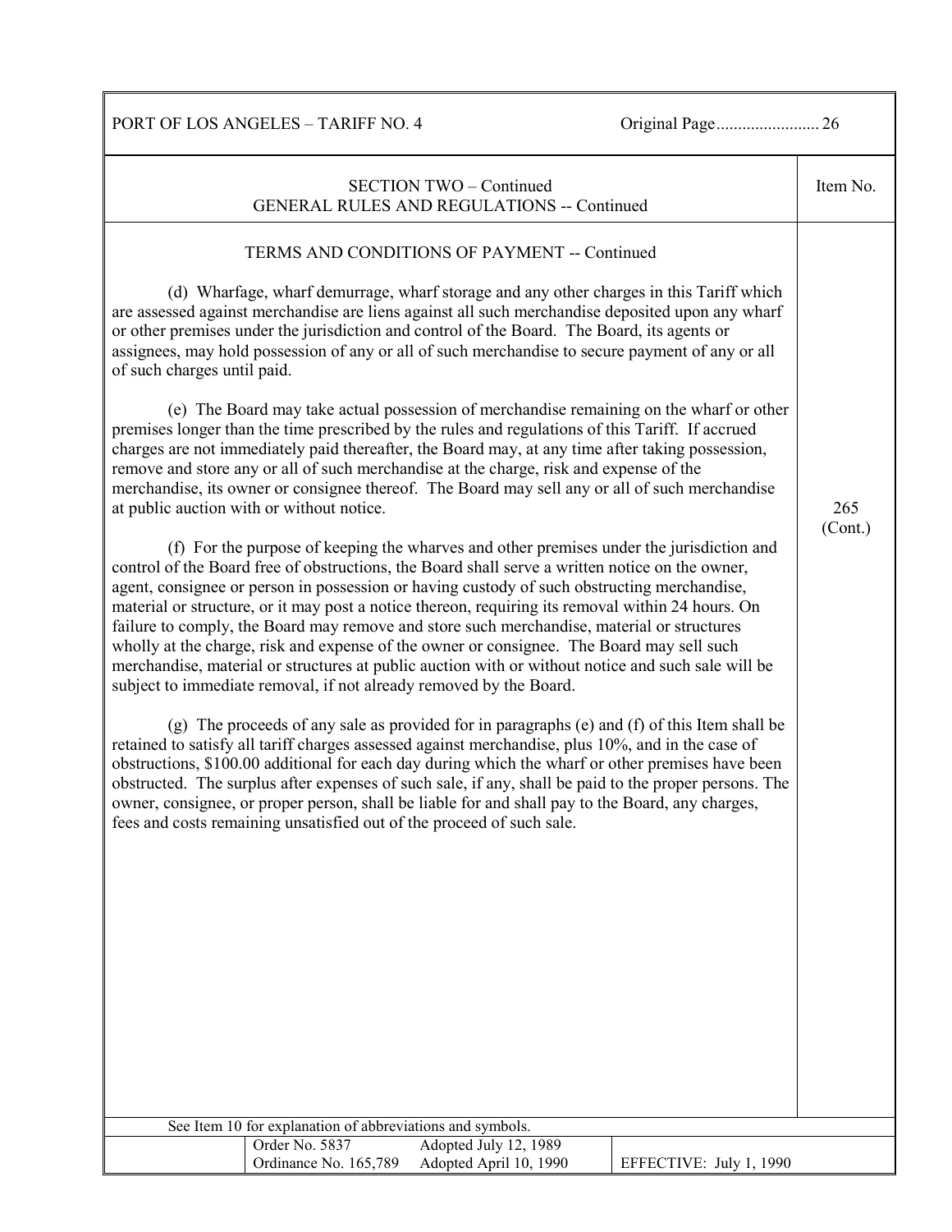SECTION TWO – Continued
GENERAL RULES AND REGULATIONS -- Continued

Item No. 265 (Cont.)

TERMS AND CONDITIONS OF PAYMENT -- Continued

(d) Wharfage, wharf demurrage, wharf storage and any other charges in this Tariff which are assessed against merchandise are liens against all such merchandise deposited upon any wharf or other premises under the jurisdiction and control of the Board. The Board, its agents or assignees, may hold possession of any or all of such merchandise to secure payment of any or all of such charges until paid.

(e) The Board may take actual possession of merchandise remaining on the wharf or other premises longer than the time prescribed by the rules and regulations of this Tariff. If accrued charges are not immediately paid thereafter, the Board may, at any time after taking possession, remove and store any or all of such merchandise at the charge, risk and expense of the merchandise, its owner or consignee thereof. The Board may sell any or all of such merchandise at public auction with or without notice.

(f) For the purpose of keeping the wharves and other premises under the jurisdiction and control of the Board free of obstructions, the Board shall serve a written notice on the owner, agent, consignee or person in possession or having custody of such obstructing merchandise, material or structure, or it may post a notice thereon, requiring its removal within 24 hours. On failure to comply, the Board may remove and store such merchandise, material or structures wholly at the charge, risk and expense of the owner or consignee. The Board may sell such merchandise, material or structures at public auction with or without notice and such sale will be subject to immediate removal, if not already removed by the Board.

(g) The proceeds of any sale as provided for in paragraphs (e) and (f) of this Item shall be retained to satisfy all tariff charges assessed against merchandise, plus 10%, and in the case of obstructions, $100.00 additional for each day during which the wharf or other premises have been obstructed. The surplus after expenses of such sale, if any, shall be paid to the proper persons. The owner, consignee, or proper person, shall be liable for and shall pay to the Board, any charges, fees and costs remaining unsatisfied out of the proceed of such sale.

See Item 10 for explanation of abbreviations and symbols.

| Order No. 5837 | Adopted July 12, 1989 | |
|---|---|---|
| Ordinance No. 165,789 | Adopted April 10, 1990 | EFFECTIVE: July 1, 1990 |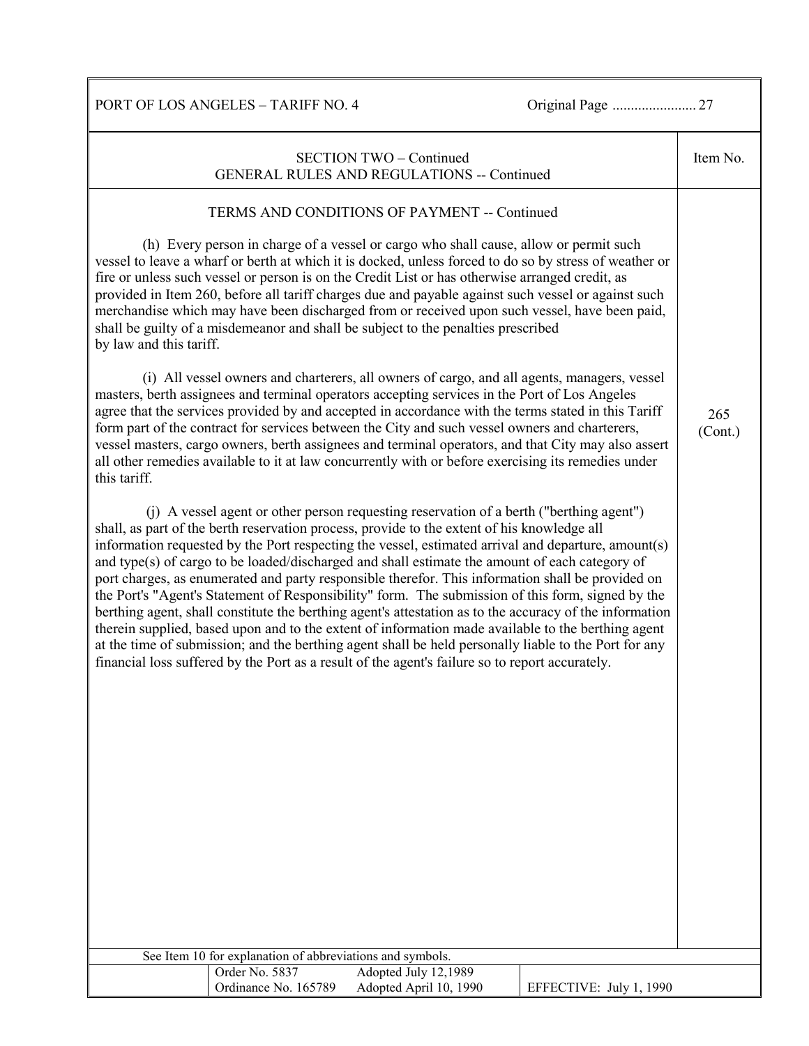## SECTION TWO – Continued
## GENERAL RULES AND REGULATIONS -- Continued

Item No. 265 (Cont.)

### TERMS AND CONDITIONS OF PAYMENT -- Continued

(h) Every person in charge of a vessel or cargo who shall cause, allow or permit such vessel to leave a wharf or berth at which it is docked, unless forced to do so by stress of weather or fire or unless such vessel or person is on the Credit List or has otherwise arranged credit, as provided in Item 260, before all tariff charges due and payable against such vessel or against such merchandise which may have been discharged from or received upon such vessel, have been paid, shall be guilty of a misdemeanor and shall be subject to the penalties prescribed by law and this tariff.

(i) All vessel owners and charterers, all owners of cargo, and all agents, managers, vessel masters, berth assignees and terminal operators accepting services in the Port of Los Angeles agree that the services provided by and accepted in accordance with the terms stated in this Tariff form part of the contract for services between the City and such vessel owners and charterers, vessel masters, cargo owners, berth assignees and terminal operators, and that City may also assert all other remedies available to it at law concurrently with or before exercising its remedies under this tariff.

(j) A vessel agent or other person requesting reservation of a berth ("berthing agent") shall, as part of the berth reservation process, provide to the extent of his knowledge all information requested by the Port respecting the vessel, estimated arrival and departure, amount(s) and type(s) of cargo to be loaded/discharged and shall estimate the amount of each category of port charges, as enumerated and party responsible therefor. This information shall be provided on the Port's "Agent's Statement of Responsibility" form. The submission of this form, signed by the berthing agent, shall constitute the berthing agent's attestation as to the accuracy of the information therein supplied, based upon and to the extent of information made available to the berthing agent at the time of submission; and the berthing agent shall be held personally liable to the Port for any financial loss suffered by the Port as a result of the agent's failure so to report accurately.

See Item 10 for explanation of abbreviations and symbols.

| Order No. 5837 | Adopted July 12,1989 | |
|---|---|---|
| Ordinance No. 165789 | Adopted April 10, 1990 | EFFECTIVE: July 1, 1990 |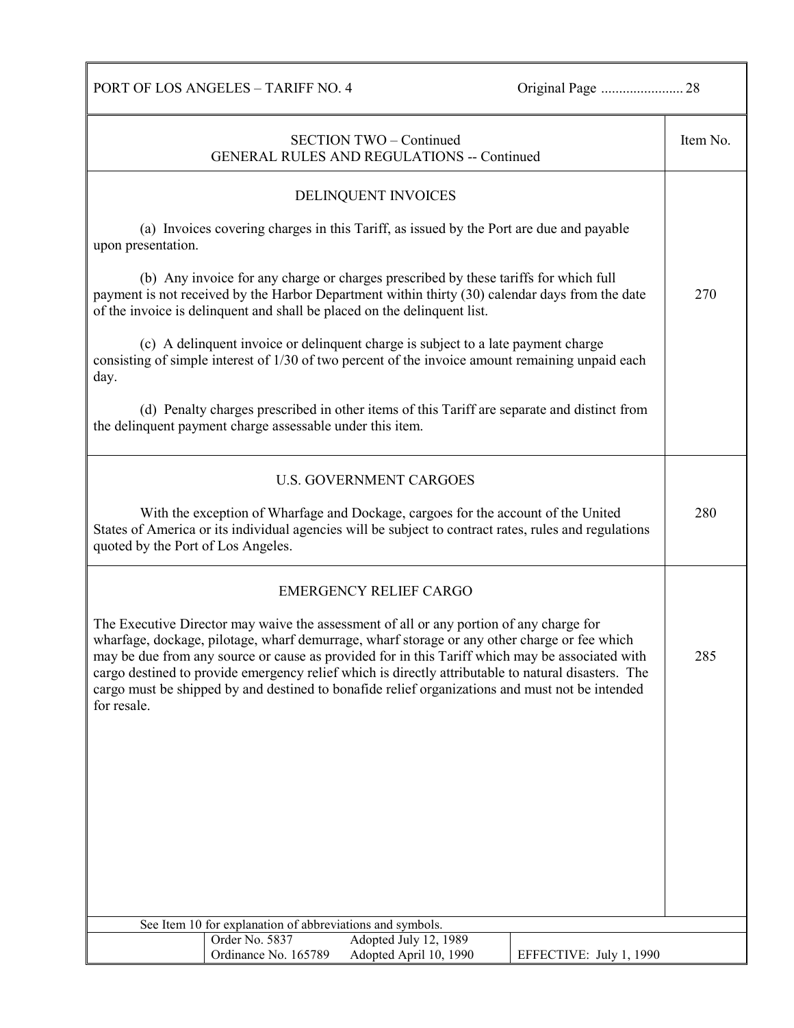## SECTION TWO – Continued
## GENERAL RULES AND REGULATIONS -- Continued

### DELINQUENT INVOICES

**Item No. 270**

(a) Invoices covering charges in this Tariff, as issued by the Port are due and payable upon presentation.

(b) Any invoice for any charge or charges prescribed by these tariffs for which full payment is not received by the Harbor Department within thirty (30) calendar days from the date of the invoice is delinquent and shall be placed on the delinquent list.

(c) A delinquent invoice or delinquent charge is subject to a late payment charge consisting of simple interest of 1/30 of two percent of the invoice amount remaining unpaid each day.

(d) Penalty charges prescribed in other items of this Tariff are separate and distinct from the delinquent payment charge assessable under this item.

### U.S. GOVERNMENT CARGOES

**Item No. 280**

With the exception of Wharfage and Dockage, cargoes for the account of the United States of America or its individual agencies will be subject to contract rates, rules and regulations quoted by the Port of Los Angeles.

### EMERGENCY RELIEF CARGO

**Item No. 285**

The Executive Director may waive the assessment of all or any portion of any charge for wharfage, dockage, pilotage, wharf demurrage, wharf storage or any other charge or fee which may be due from any source or cause as provided for in this Tariff which may be associated with cargo destined to provide emergency relief which is directly attributable to natural disasters. The cargo must be shipped by and destined to bonafide relief organizations and must not be intended for resale.

See Item 10 for explanation of abbreviations and symbols.

| Order No. 5837 | Adopted July 12, 1989 | |
|---|---|---|
| Ordinance No. 165789 | Adopted April 10, 1990 | EFFECTIVE: July 1, 1990 |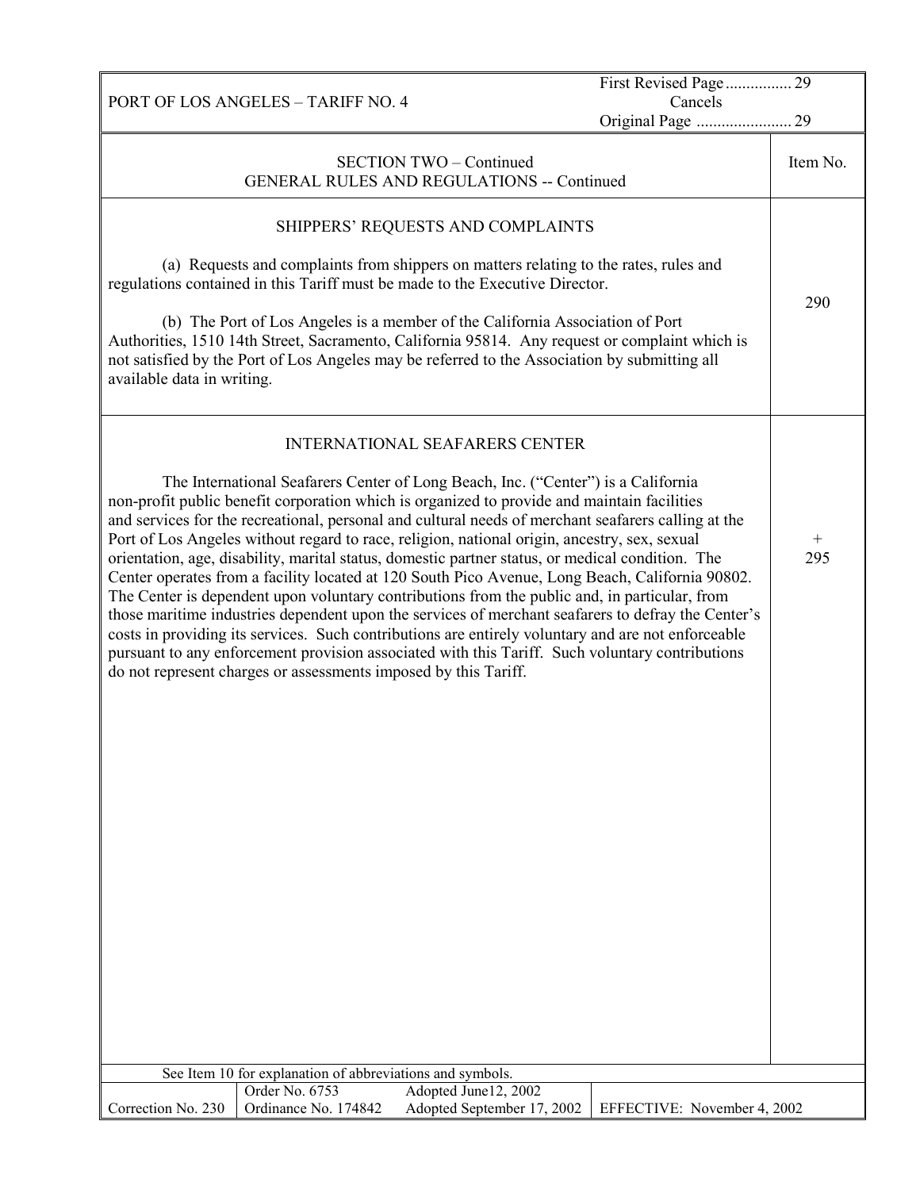SECTION TWO – Continued
GENERAL RULES AND REGULATIONS -- Continued

| | Item No. |
|---|---|
| **SHIPPERS' REQUESTS AND COMPLAINTS**<br><br>(a) Requests and complaints from shippers on matters relating to the rates, rules and regulations contained in this Tariff must be made to the Executive Director.<br><br>(b) The Port of Los Angeles is a member of the California Association of Port Authorities, 1510 14th Street, Sacramento, California 95814. Any request or complaint which is not satisfied by the Port of Los Angeles may be referred to the Association by submitting all available data in writing. | 290 |
| **INTERNATIONAL SEAFARERS CENTER**<br><br>The International Seafarers Center of Long Beach, Inc. ("Center") is a California non-profit public benefit corporation which is organized to provide and maintain facilities and services for the recreational, personal and cultural needs of merchant seafarers calling at the Port of Los Angeles without regard to race, religion, national origin, ancestry, sex, sexual orientation, age, disability, marital status, domestic partner status, or medical condition. The Center operates from a facility located at 120 South Pico Avenue, Long Beach, California 90802. The Center is dependent upon voluntary contributions from the public and, in particular, from those maritime industries dependent upon the services of merchant seafarers to defray the Center's costs in providing its services. Such contributions are entirely voluntary and are not enforceable pursuant to any enforcement provision associated with this Tariff. Such voluntary contributions do not represent charges or assessments imposed by this Tariff. | + 295 |

See Item 10 for explanation of abbreviations and symbols.

| Correction No. 230 | Order No. 6753<br>Ordinance No. 174842 | Adopted June12, 2002<br>Adopted September 17, 2002 | EFFECTIVE: November 4, 2002 |
|---|---|---|---|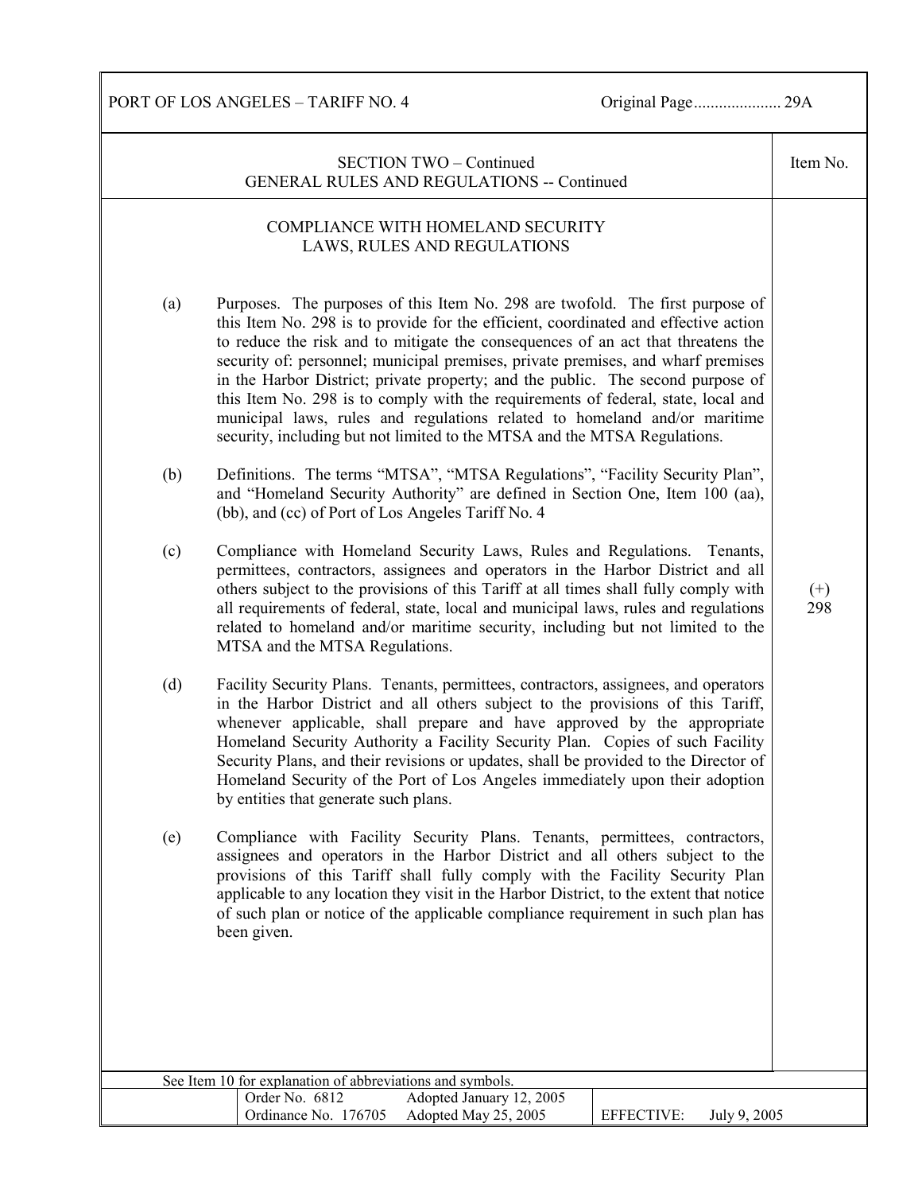SECTION TWO – Continued
GENERAL RULES AND REGULATIONS -- Continued

Item No. (+) 298

## COMPLIANCE WITH HOMELAND SECURITY LAWS, RULES AND REGULATIONS

(a) Purposes. The purposes of this Item No. 298 are twofold. The first purpose of this Item No. 298 is to provide for the efficient, coordinated and effective action to reduce the risk and to mitigate the consequences of an act that threatens the security of: personnel; municipal premises, private premises, and wharf premises in the Harbor District; private property; and the public. The second purpose of this Item No. 298 is to comply with the requirements of federal, state, local and municipal laws, rules and regulations related to homeland and/or maritime security, including but not limited to the MTSA and the MTSA Regulations.

(b) Definitions. The terms "MTSA", "MTSA Regulations", "Facility Security Plan", and "Homeland Security Authority" are defined in Section One, Item 100 (aa), (bb), and (cc) of Port of Los Angeles Tariff No. 4

(c) Compliance with Homeland Security Laws, Rules and Regulations. Tenants, permittees, contractors, assignees and operators in the Harbor District and all others subject to the provisions of this Tariff at all times shall fully comply with all requirements of federal, state, local and municipal laws, rules and regulations related to homeland and/or maritime security, including but not limited to the MTSA and the MTSA Regulations.

(d) Facility Security Plans. Tenants, permittees, contractors, assignees, and operators in the Harbor District and all others subject to the provisions of this Tariff, whenever applicable, shall prepare and have approved by the appropriate Homeland Security Authority a Facility Security Plan. Copies of such Facility Security Plans, and their revisions or updates, shall be provided to the Director of Homeland Security of the Port of Los Angeles immediately upon their adoption by entities that generate such plans.

(e) Compliance with Facility Security Plans. Tenants, permittees, contractors, assignees and operators in the Harbor District and all others subject to the provisions of this Tariff shall fully comply with the Facility Security Plan applicable to any location they visit in the Harbor District, to the extent that notice of such plan or notice of the applicable compliance requirement in such plan has been given.

See Item 10 for explanation of abbreviations and symbols.

| Order No. 6812 | Adopted January 12, 2005 | |
|---|---|---|
| Ordinance No. 176705 | Adopted May 25, 2005 | EFFECTIVE: July 9, 2005 |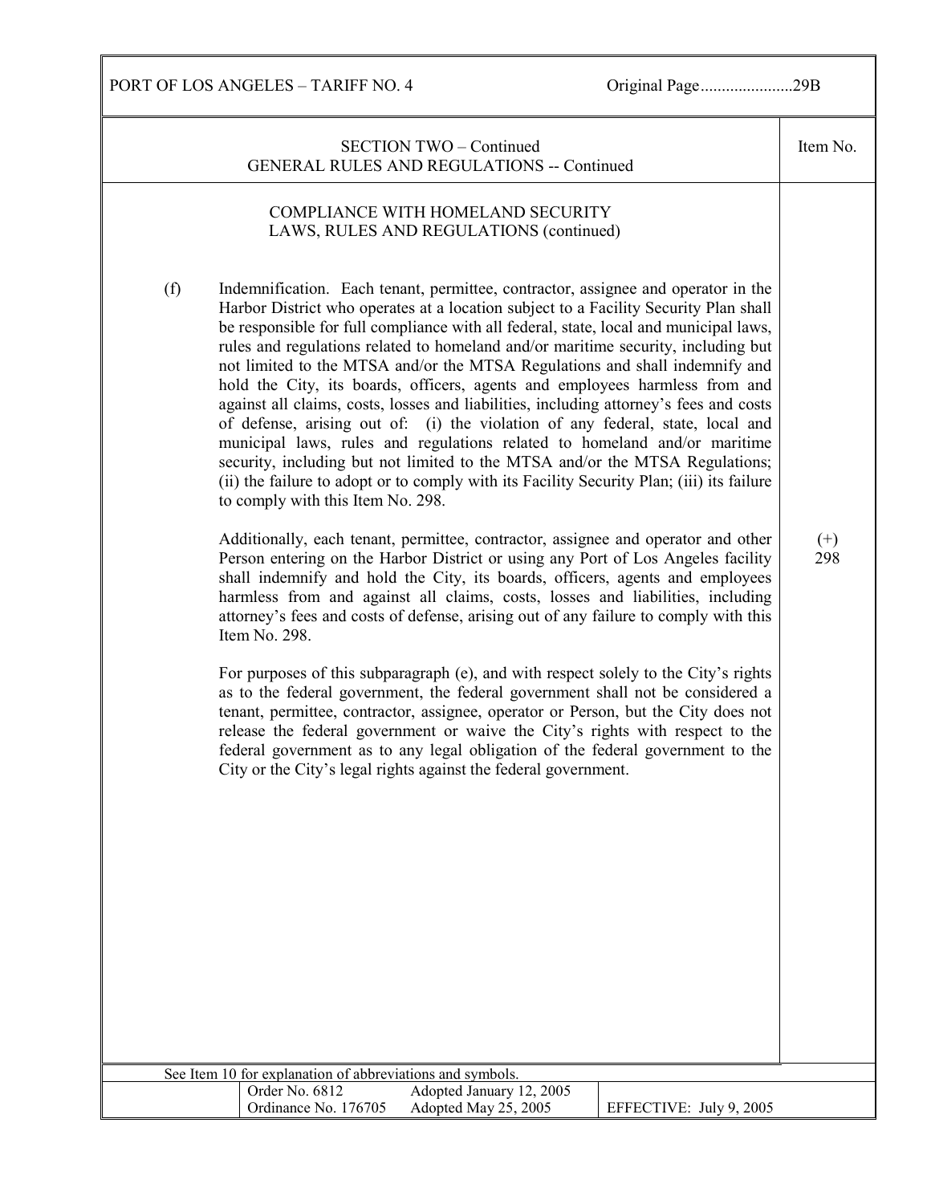SECTION TWO – Continued
GENERAL RULES AND REGULATIONS -- Continued

Item No. (+) 298

## COMPLIANCE WITH HOMELAND SECURITY LAWS, RULES AND REGULATIONS (continued)

(f) Indemnification. Each tenant, permittee, contractor, assignee and operator in the Harbor District who operates at a location subject to a Facility Security Plan shall be responsible for full compliance with all federal, state, local and municipal laws, rules and regulations related to homeland and/or maritime security, including but not limited to the MTSA and/or the MTSA Regulations and shall indemnify and hold the City, its boards, officers, agents and employees harmless from and against all claims, costs, losses and liabilities, including attorney's fees and costs of defense, arising out of: (i) the violation of any federal, state, local and municipal laws, rules and regulations related to homeland and/or maritime security, including but not limited to the MTSA and/or the MTSA Regulations; (ii) the failure to adopt or to comply with its Facility Security Plan; (iii) its failure to comply with this Item No. 298.

Additionally, each tenant, permittee, contractor, assignee and operator and other Person entering on the Harbor District or using any Port of Los Angeles facility shall indemnify and hold the City, its boards, officers, agents and employees harmless from and against all claims, costs, losses and liabilities, including attorney's fees and costs of defense, arising out of any failure to comply with this Item No. 298.

For purposes of this subparagraph (e), and with respect solely to the City's rights as to the federal government, the federal government shall not be considered a tenant, permittee, contractor, assignee, operator or Person, but the City does not release the federal government or waive the City's rights with respect to the federal government as to any legal obligation of the federal government to the City or the City's legal rights against the federal government.

See Item 10 for explanation of abbreviations and symbols.

| Order No. 6812 | Adopted January 12, 2005 | |
|---|---|---|
| Ordinance No. 176705 | Adopted May 25, 2005 | EFFECTIVE: July 9, 2005 |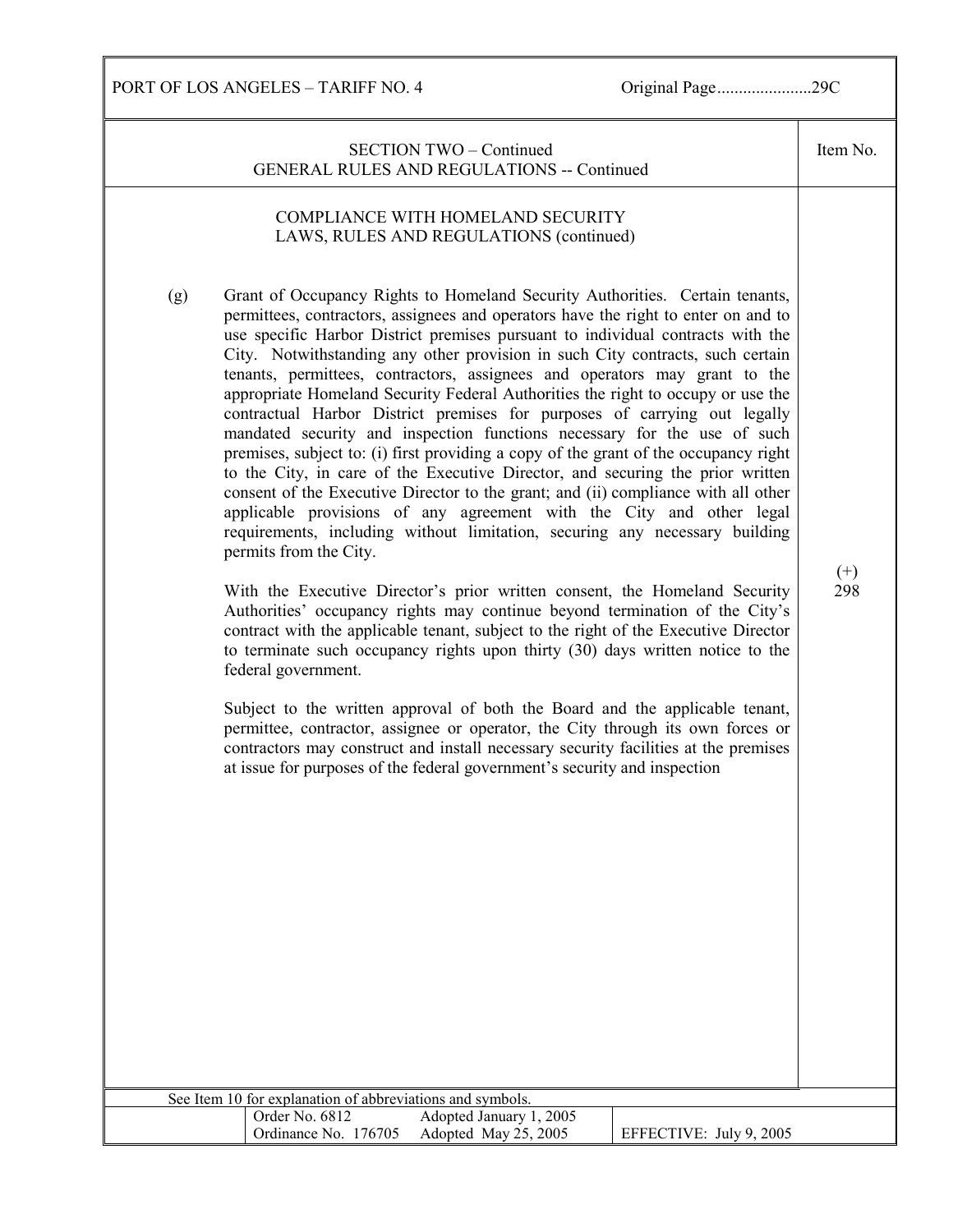SECTION TWO – Continued
GENERAL RULES AND REGULATIONS -- Continued

Item No. (+) 298

## COMPLIANCE WITH HOMELAND SECURITY LAWS, RULES AND REGULATIONS (continued)

(g) Grant of Occupancy Rights to Homeland Security Authorities. Certain tenants, permittees, contractors, assignees and operators have the right to enter on and to use specific Harbor District premises pursuant to individual contracts with the City. Notwithstanding any other provision in such City contracts, such certain tenants, permittees, contractors, assignees and operators may grant to the appropriate Homeland Security Federal Authorities the right to occupy or use the contractual Harbor District premises for purposes of carrying out legally mandated security and inspection functions necessary for the use of such premises, subject to: (i) first providing a copy of the grant of the occupancy right to the City, in care of the Executive Director, and securing the prior written consent of the Executive Director to the grant; and (ii) compliance with all other applicable provisions of any agreement with the City and other legal requirements, including without limitation, securing any necessary building permits from the City.

With the Executive Director's prior written consent, the Homeland Security Authorities' occupancy rights may continue beyond termination of the City's contract with the applicable tenant, subject to the right of the Executive Director to terminate such occupancy rights upon thirty (30) days written notice to the federal government.

Subject to the written approval of both the Board and the applicable tenant, permittee, contractor, assignee or operator, the City through its own forces or contractors may construct and install necessary security facilities at the premises at issue for purposes of the federal government's security and inspection

See Item 10 for explanation of abbreviations and symbols.

| | | |
|---|---|---|
| Order No. 6812 | Adopted January 1, 2005 | |
| Ordinance No. 176705 | Adopted May 25, 2005 | EFFECTIVE: July 9, 2005 |